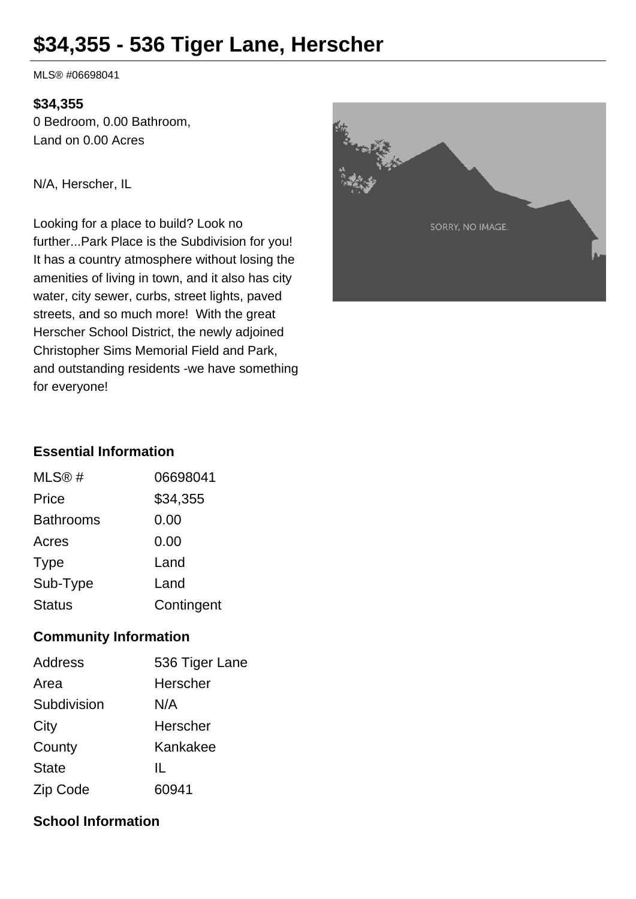# $34,355 - 536 Tiger Lane, Herscher

MLS® #06698041

**$34,355**
0 Bedroom, 0.00 Bathroom,
Land on 0.00 Acres

N/A, Herscher, IL

Looking for a place to build? Look no further...Park Place is the Subdivision for you! It has a country atmosphere without losing the amenities of living in town, and it also has city water, city sewer, curbs, street lights, paved streets, and so much more! With the great Herscher School District, the newly adjoined Christopher Sims Memorial Field and Park, and outstanding residents -we have something for everyone!

### Essential Information

| | |
|---|---|
| MLS® # | 06698041 |
| Price | $34,355 |
| Bathrooms | 0.00 |
| Acres | 0.00 |
| Type | Land |
| Sub-Type | Land |
| Status | Contingent |

### Community Information

| | |
|---|---|
| Address | 536 Tiger Lane |
| Area | Herscher |
| Subdivision | N/A |
| City | Herscher |
| County | Kankakee |
| State | IL |
| Zip Code | 60941 |

### School Information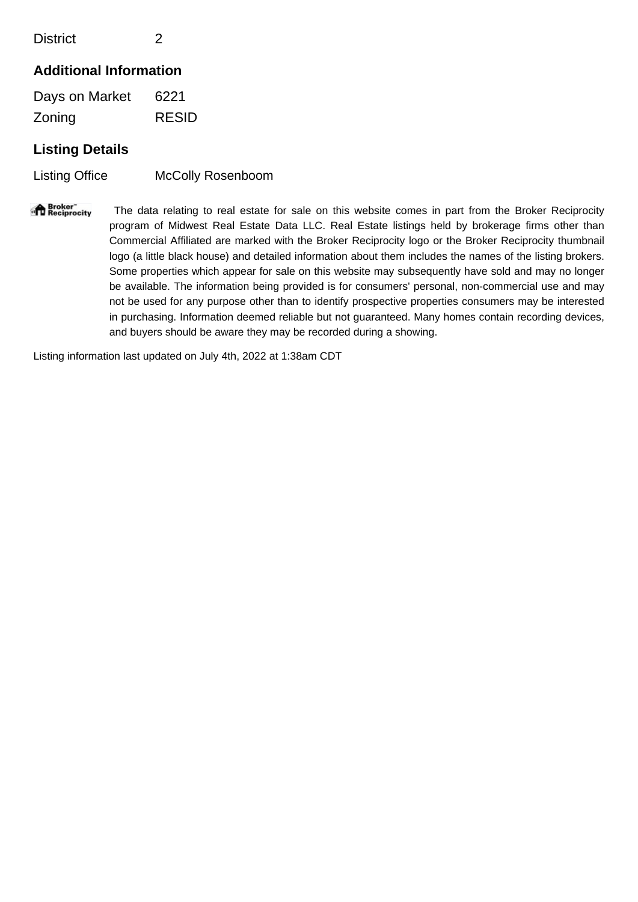| | |
|---|---|
| District | 2 |

## Additional Information

| | |
|---|---|
| Days on Market | 6221 |
| Zoning | RESID |

## Listing Details

| | |
|---|---|
| Listing Office | McColly Rosenboom |

The data relating to real estate for sale on this website comes in part from the Broker Reciprocity program of Midwest Real Estate Data LLC. Real Estate listings held by brokerage firms other than Commercial Affiliated are marked with the Broker Reciprocity logo or the Broker Reciprocity thumbnail logo (a little black house) and detailed information about them includes the names of the listing brokers. Some properties which appear for sale on this website may subsequently have sold and may no longer be available. The information being provided is for consumers' personal, non-commercial use and may not be used for any purpose other than to identify prospective properties consumers may be interested in purchasing. Information deemed reliable but not guaranteed. Many homes contain recording devices, and buyers should be aware they may be recorded during a showing.

Listing information last updated on July 4th, 2022 at 1:38am CDT